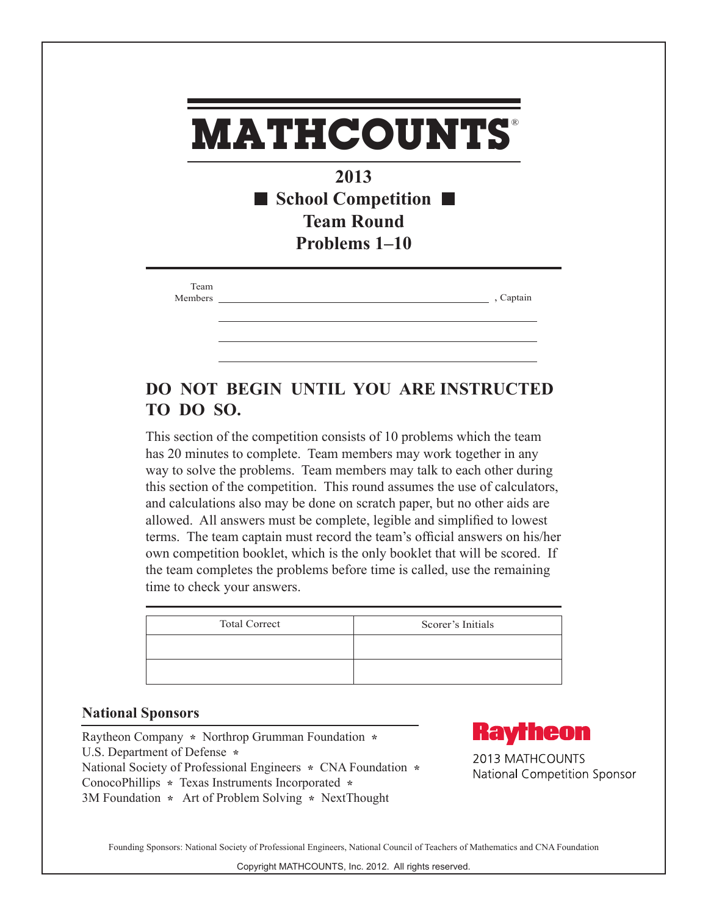# MATHCOUNTS®

## 2013
## ■ School Competition ■
## Team Round
## Problems 1–10

Team Members \_\_\_\_\_\_\_\_\_\_\_\_\_\_\_\_\_\_\_\_\_\_\_\_\_\_\_\_\_\_\_\_\_\_\_\_\_\_\_\_, Captain

\_\_\_\_\_\_\_\_\_\_\_\_\_\_\_\_\_\_\_\_\_\_\_\_\_\_\_\_\_\_\_\_\_\_\_\_\_\_\_\_

\_\_\_\_\_\_\_\_\_\_\_\_\_\_\_\_\_\_\_\_\_\_\_\_\_\_\_\_\_\_\_\_\_\_\_\_\_\_\_\_

\_\_\_\_\_\_\_\_\_\_\_\_\_\_\_\_\_\_\_\_\_\_\_\_\_\_\_\_\_\_\_\_\_\_\_\_\_\_\_\_

**DO NOT BEGIN UNTIL YOU ARE INSTRUCTED TO DO SO.**

This section of the competition consists of 10 problems which the team has 20 minutes to complete. Team members may work together in any way to solve the problems. Team members may talk to each other during this section of the competition. This round assumes the use of calculators, and calculations also may be done on scratch paper, but no other aids are allowed. All answers must be complete, legible and simplified to lowest terms. The team captain must record the team's official answers on his/her own competition booklet, which is the only booklet that will be scored. If the team completes the problems before time is called, use the remaining time to check your answers.

| Total Correct | Scorer's Initials |
|---|---|
| | |
| | |

**National Sponsors**

Raytheon Company * Northrop Grumman Foundation *
U.S. Department of Defense *
National Society of Professional Engineers * CNA Foundation *
ConocoPhillips * Texas Instruments Incorporated *
3M Foundation * Art of Problem Solving * NextThought

Raytheon
2013 MATHCOUNTS
National Competition Sponsor

Founding Sponsors: National Society of Professional Engineers, National Council of Teachers of Mathematics and CNA Foundation

Copyright MATHCOUNTS, Inc. 2012. All rights reserved.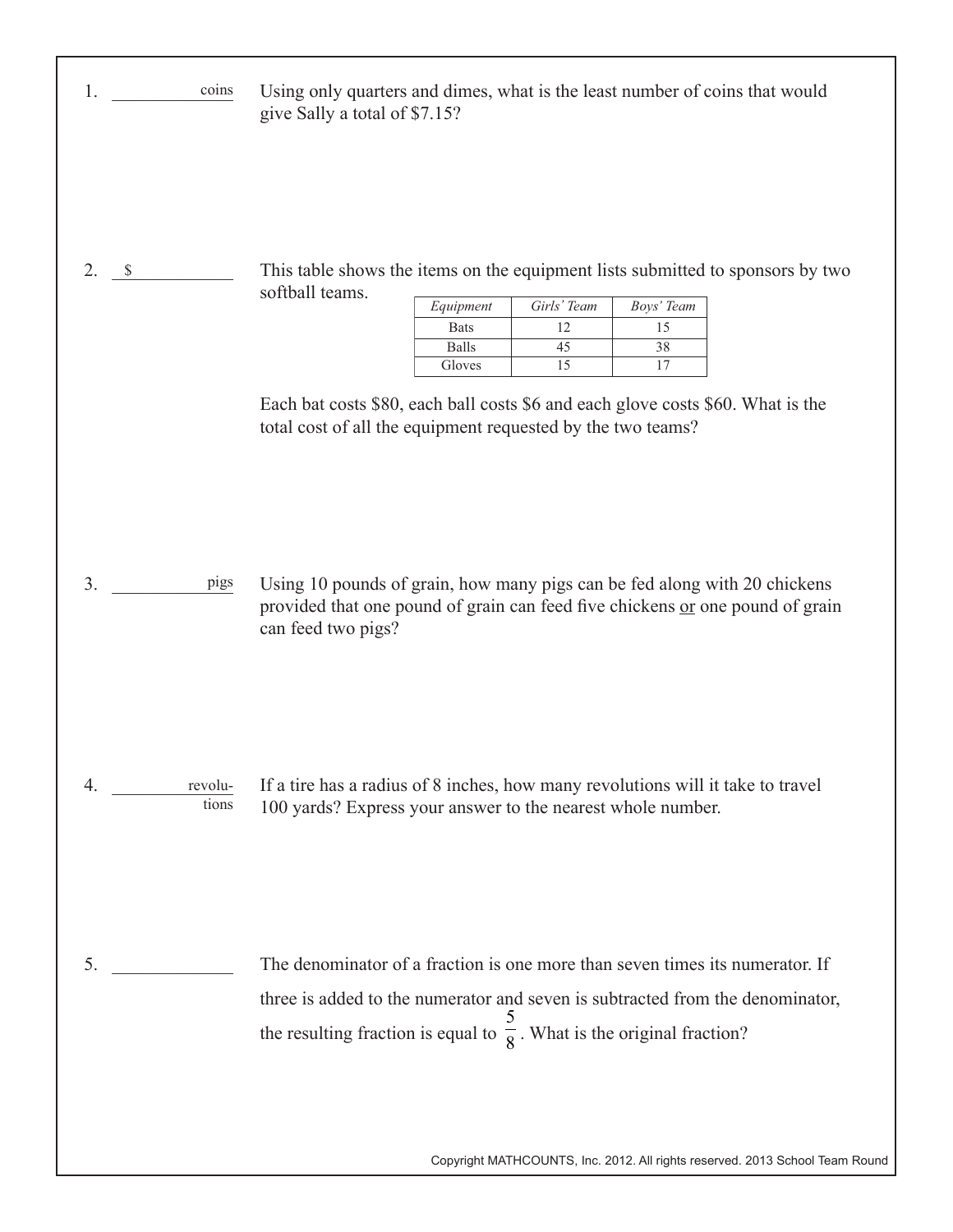1. __________ coins

Using only quarters and dimes, what is the least number of coins that would give Sally a total of \$7.15?

2. \$ __________

This table shows the items on the equipment lists submitted to sponsors by two softball teams.

| *Equipment* | *Girls' Team* | *Boys' Team* |
|---|---|---|
| Bats | 12 | 15 |
| Balls | 45 | 38 |
| Gloves | 15 | 17 |

Each bat costs \$80, each ball costs \$6 and each glove costs \$60. What is the total cost of all the equipment requested by the two teams?

3. __________ pigs

Using 10 pounds of grain, how many pigs can be fed along with 20 chickens provided that one pound of grain can feed five chickens <u>or</u> one pound of grain can feed two pigs?

4. __________ revolutions

If a tire has a radius of 8 inches, how many revolutions will it take to travel 100 yards? Express your answer to the nearest whole number.

5. __________

The denominator of a fraction is one more than seven times its numerator. If three is added to the numerator and seven is subtracted from the denominator, the resulting fraction is equal to $\frac{5}{8}$. What is the original fraction?

Copyright MATHCOUNTS, Inc. 2012. All rights reserved. 2013 School Team Round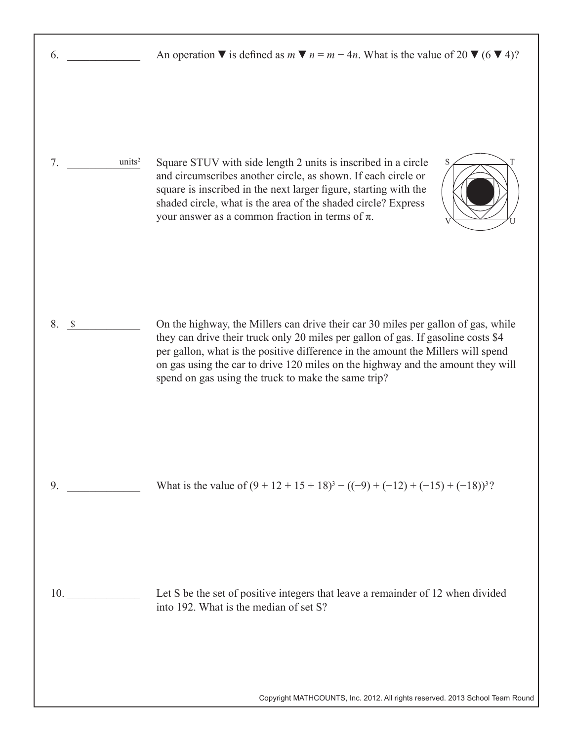6. _____________ An operation ▼ is defined as $m ▼ n = m − 4n$. What is the value of $20 ▼ (6 ▼ 4)$?

7. _____________ units$^2$ Square STUV with side length 2 units is inscribed in a circle and circumscribes another circle, as shown. If each circle or square is inscribed in the next larger figure, starting with the shaded circle, what is the area of the shaded circle? Express your answer as a common fraction in terms of π.

S T V U

8. $ _____________ On the highway, the Millers can drive their car 30 miles per gallon of gas, while they can drive their truck only 20 miles per gallon of gas. If gasoline costs $4 per gallon, what is the positive difference in the amount the Millers will spend on gas using the car to drive 120 miles on the highway and the amount they will spend on gas using the truck to make the same trip?

9. _____________ What is the value of $(9 + 12 + 15 + 18)^3 − ((−9) + (−12) + (−15) + (−18))^3$?

10. _____________ Let S be the set of positive integers that leave a remainder of 12 when divided into 192. What is the median of set S?

Copyright MATHCOUNTS, Inc. 2012. All rights reserved. 2013 School Team Round